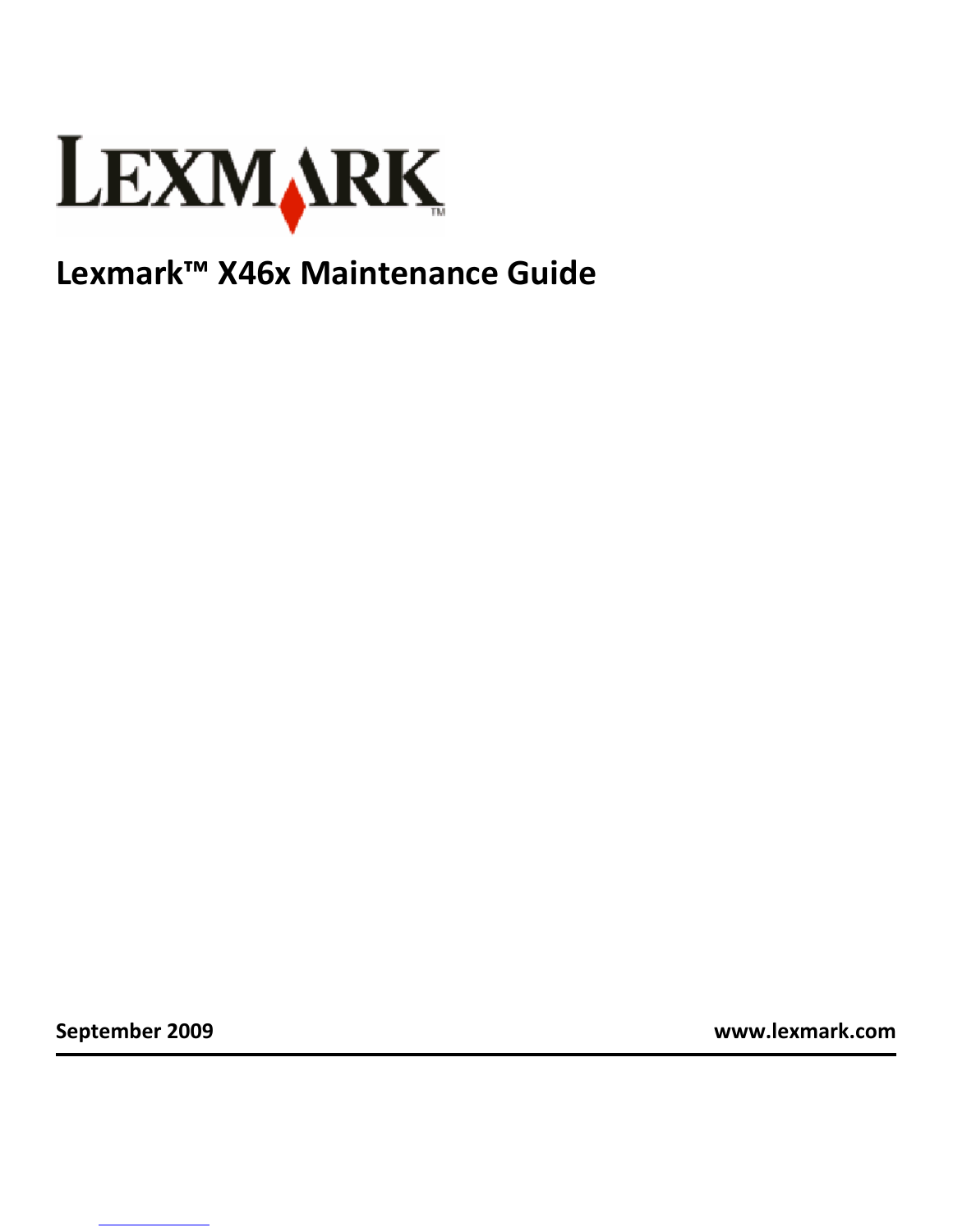LEXMARK

# Lexmark™ X46x Maintenance Guide

September 2009

www.lexmark.com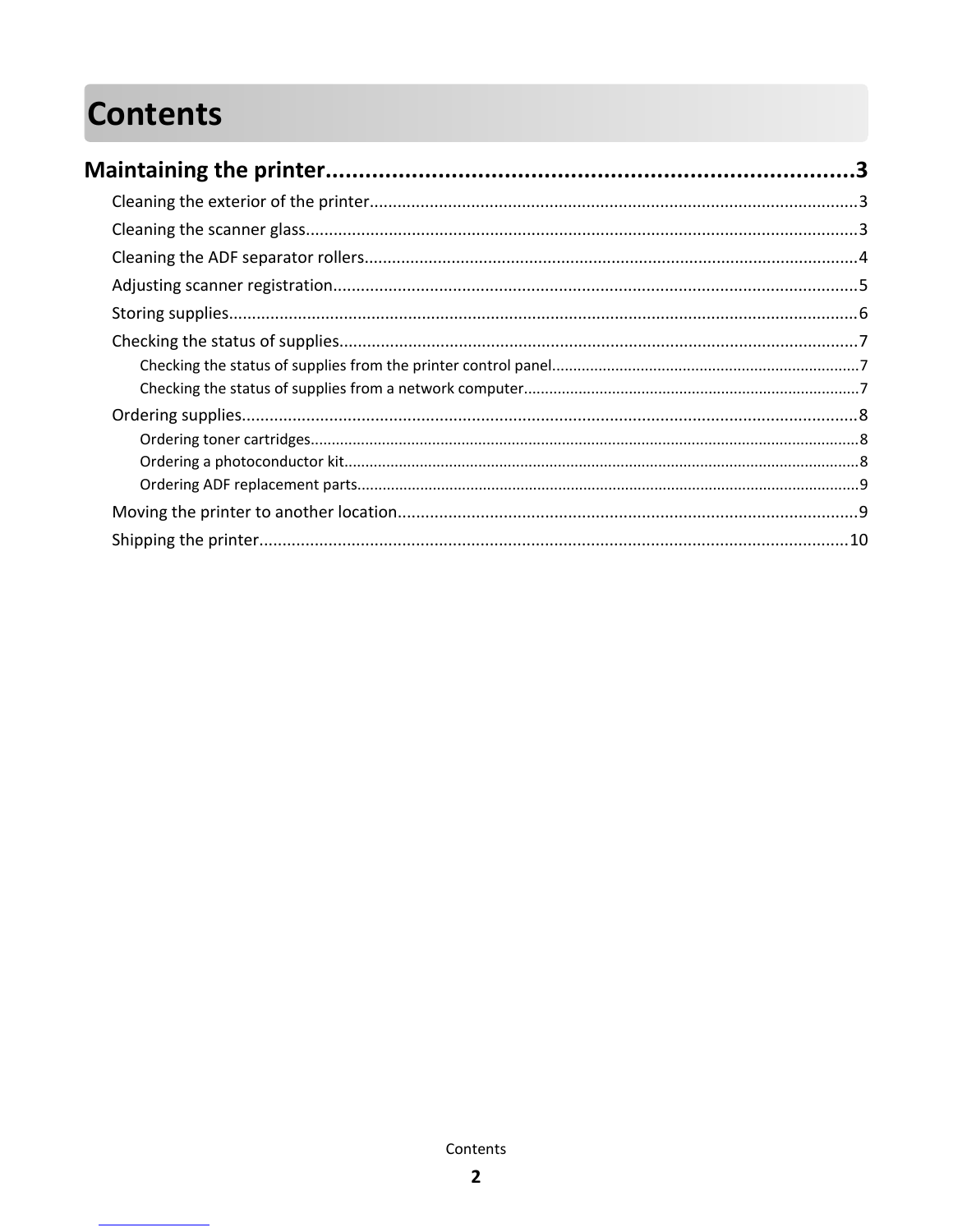# Contents

**Maintaining the printer...............................................................................3**

- Cleaning the exterior of the printer..........................................................................................................3
- Cleaning the scanner glass.......................................................................................................................3
- Cleaning the ADF separator rollers...........................................................................................................4
- Adjusting scanner registration.................................................................................................................5
- Storing supplies.........................................................................................................................................6
- Checking the status of supplies.................................................................................................................7
  - Checking the status of supplies from the printer control panel........................................................................7
  - Checking the status of supplies from a network computer...............................................................................7
- Ordering supplies.......................................................................................................................................8
  - Ordering toner cartridges.................................................................................................................................8
  - Ordering a photoconductor kit.........................................................................................................................8
  - Ordering ADF replacement parts......................................................................................................................9
- Moving the printer to another location....................................................................................................9
- Shipping the printer...............................................................................................................................10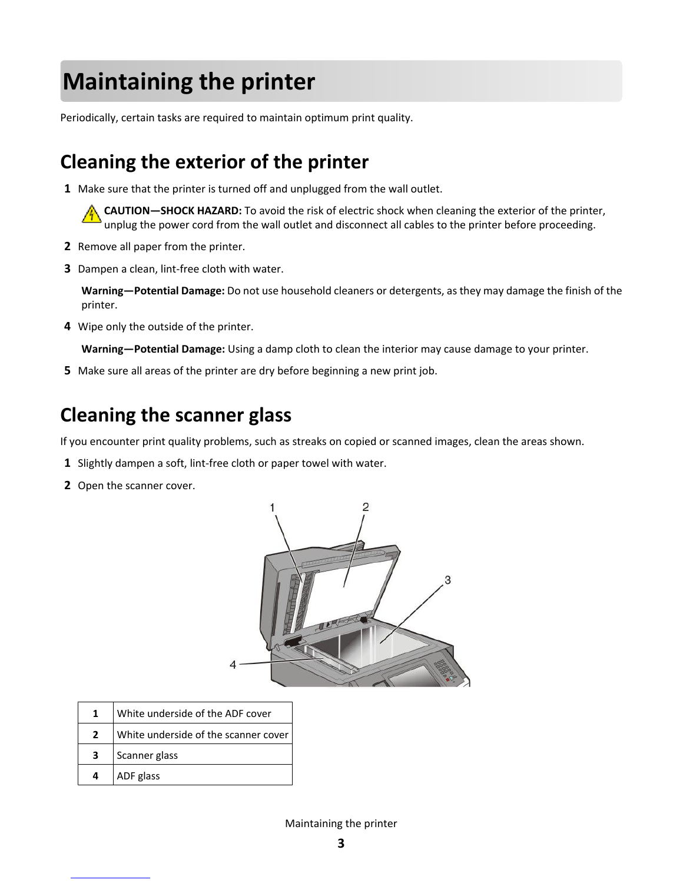# Maintaining the printer

Periodically, certain tasks are required to maintain optimum print quality.

## Cleaning the exterior of the printer

1. Make sure that the printer is turned off and unplugged from the wall outlet.

   **CAUTION—SHOCK HAZARD:** To avoid the risk of electric shock when cleaning the exterior of the printer, unplug the power cord from the wall outlet and disconnect all cables to the printer before proceeding.

2. Remove all paper from the printer.
3. Dampen a clean, lint-free cloth with water.

   **Warning—Potential Damage:** Do not use household cleaners or detergents, as they may damage the finish of the printer.

4. Wipe only the outside of the printer.

   **Warning—Potential Damage:** Using a damp cloth to clean the interior may cause damage to your printer.

5. Make sure all areas of the printer are dry before beginning a new print job.

## Cleaning the scanner glass

If you encounter print quality problems, such as streaks on copied or scanned images, clean the areas shown.

1. Slightly dampen a soft, lint-free cloth or paper towel with water.
2. Open the scanner cover.

| | |
|---|---|
| 1 | White underside of the ADF cover |
| 2 | White underside of the scanner cover |
| 3 | Scanner glass |
| 4 | ADF glass |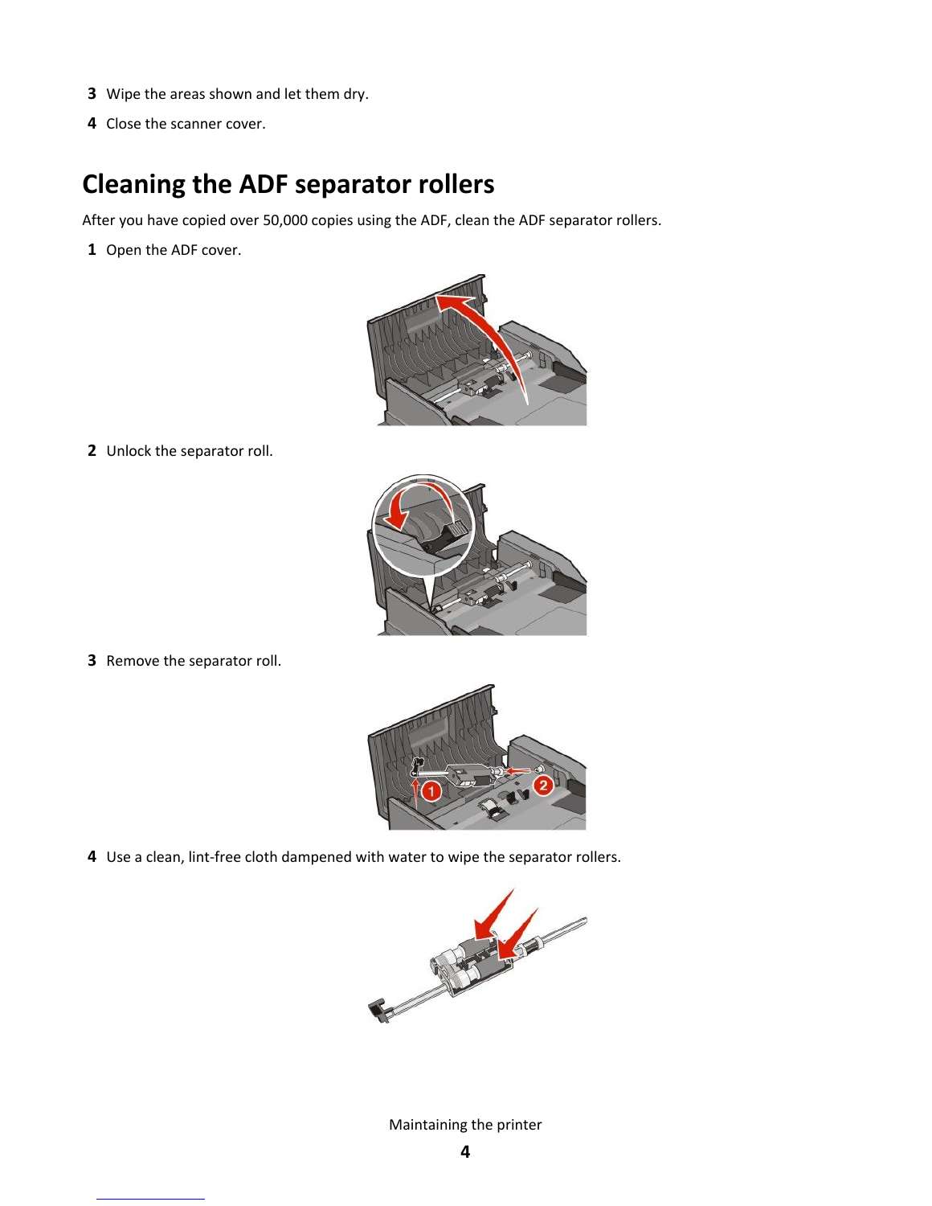3 Wipe the areas shown and let them dry.

4 Close the scanner cover.

## Cleaning the ADF separator rollers

After you have copied over 50,000 copies using the ADF, clean the ADF separator rollers.

1 Open the ADF cover.

2 Unlock the separator roll.

3 Remove the separator roll.

4 Use a clean, lint-free cloth dampened with water to wipe the separator rollers.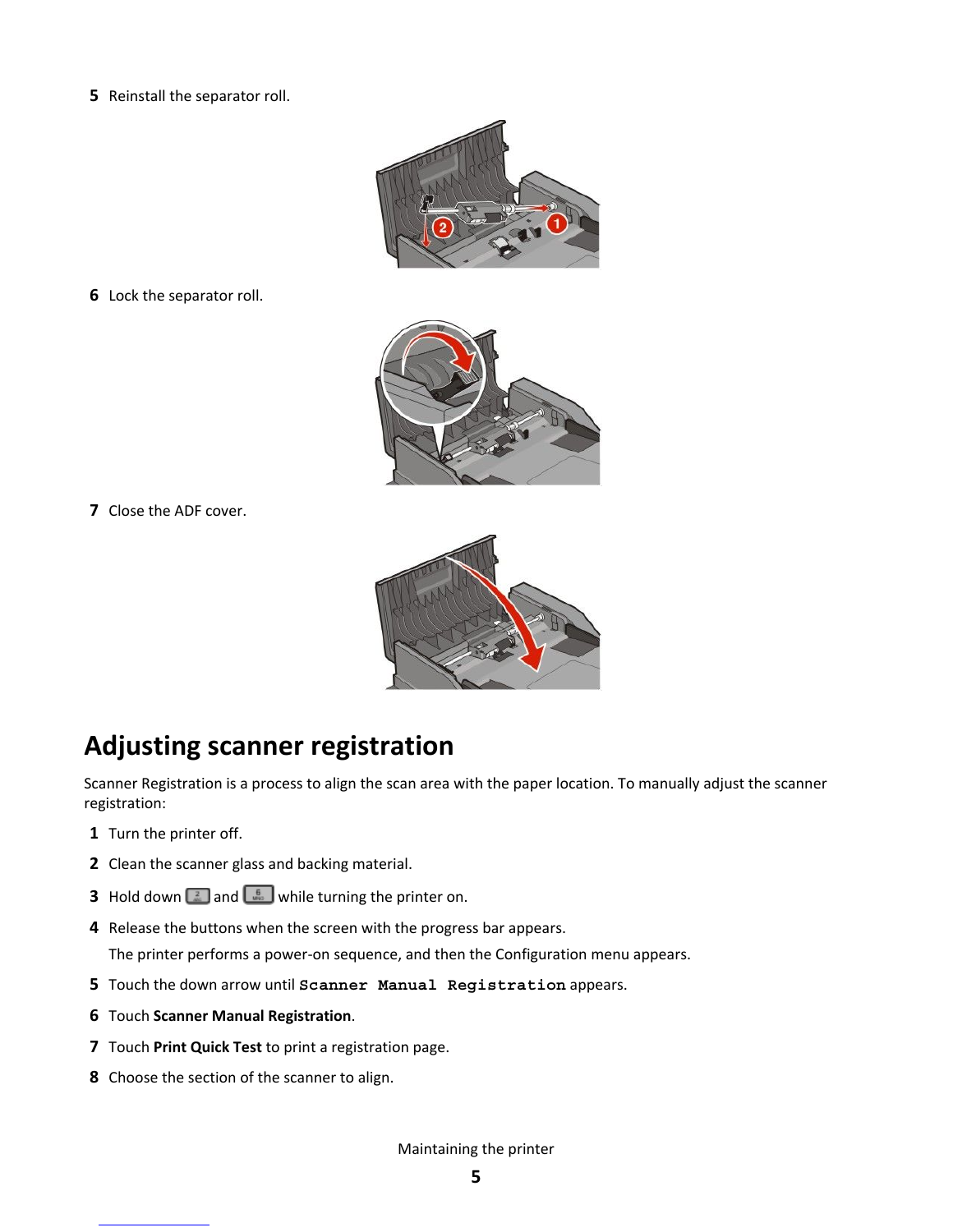5 Reinstall the separator roll.

6 Lock the separator roll.

7 Close the ADF cover.

## Adjusting scanner registration

Scanner Registration is a process to align the scan area with the paper location. To manually adjust the scanner registration:

1 Turn the printer off.

2 Clean the scanner glass and backing material.

3 Hold down 2 and 6 while turning the printer on.

4 Release the buttons when the screen with the progress bar appears.

   The printer performs a power-on sequence, and then the Configuration menu appears.

5 Touch the down arrow until `Scanner Manual Registration` appears.

6 Touch **Scanner Manual Registration**.

7 Touch **Print Quick Test** to print a registration page.

8 Choose the section of the scanner to align.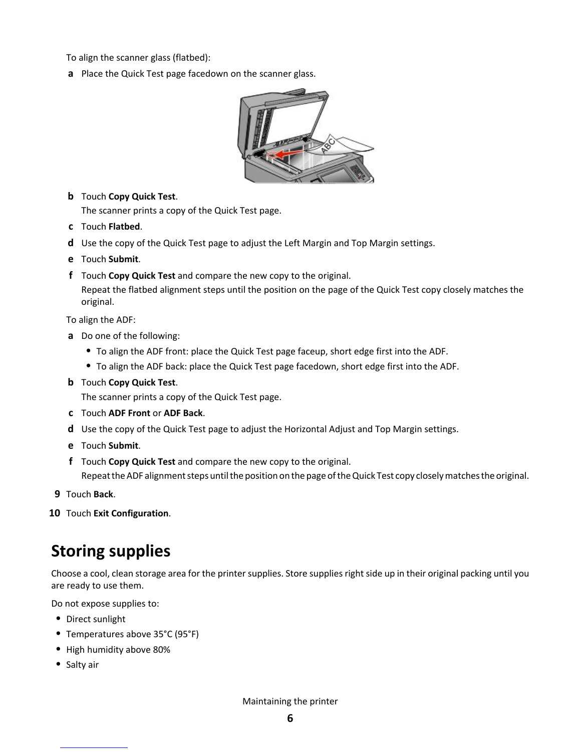To align the scanner glass (flatbed):

a. Place the Quick Test page facedown on the scanner glass.

b. Touch **Copy Quick Test**.

   The scanner prints a copy of the Quick Test page.

c. Touch **Flatbed**.

d. Use the copy of the Quick Test page to adjust the Left Margin and Top Margin settings.

e. Touch **Submit**.

f. Touch **Copy Quick Test** and compare the new copy to the original.

   Repeat the flatbed alignment steps until the position on the page of the Quick Test copy closely matches the original.

To align the ADF:

a. Do one of the following:

   - To align the ADF front: place the Quick Test page faceup, short edge first into the ADF.
   - To align the ADF back: place the Quick Test page facedown, short edge first into the ADF.

b. Touch **Copy Quick Test**.

   The scanner prints a copy of the Quick Test page.

c. Touch **ADF Front** or **ADF Back**.

d. Use the copy of the Quick Test page to adjust the Horizontal Adjust and Top Margin settings.

e. Touch **Submit**.

f. Touch **Copy Quick Test** and compare the new copy to the original.

   Repeat the ADF alignment steps until the position on the page of the Quick Test copy closely matches the original.

9. Touch **Back**.
10. Touch **Exit Configuration**.

# Storing supplies

Choose a cool, clean storage area for the printer supplies. Store supplies right side up in their original packing until you are ready to use them.

Do not expose supplies to:

- Direct sunlight
- Temperatures above 35°C (95°F)
- High humidity above 80%
- Salty air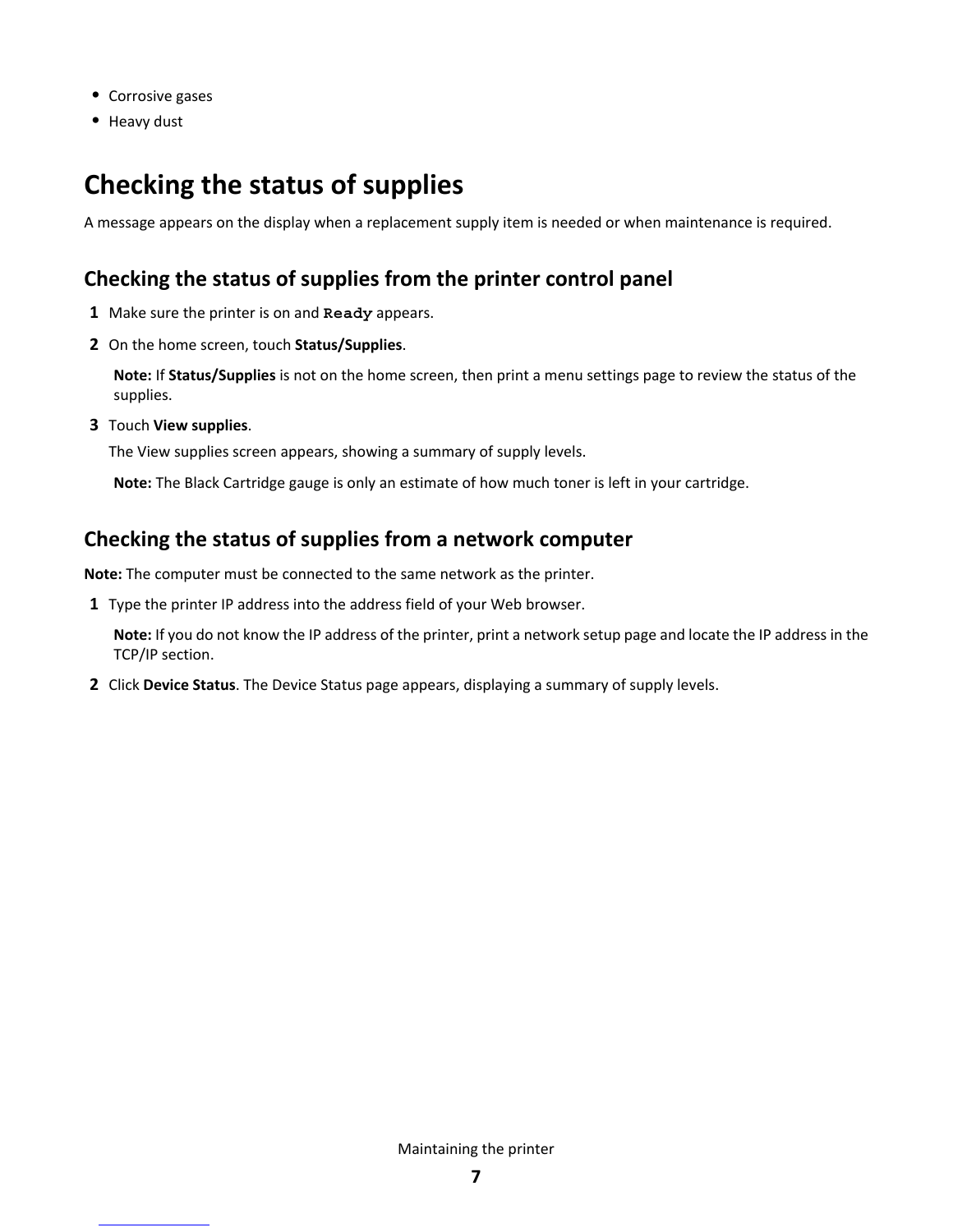- Corrosive gases
- Heavy dust

# Checking the status of supplies

A message appears on the display when a replacement supply item is needed or when maintenance is required.

## Checking the status of supplies from the printer control panel

1. Make sure the printer is on and `Ready` appears.
2. On the home screen, touch **Status/Supplies**.

   **Note:** If **Status/Supplies** is not on the home screen, then print a menu settings page to review the status of the supplies.

3. Touch **View supplies**.

   The View supplies screen appears, showing a summary of supply levels.

   **Note:** The Black Cartridge gauge is only an estimate of how much toner is left in your cartridge.

## Checking the status of supplies from a network computer

**Note:** The computer must be connected to the same network as the printer.

1. Type the printer IP address into the address field of your Web browser.

   **Note:** If you do not know the IP address of the printer, print a network setup page and locate the IP address in the TCP/IP section.

2. Click **Device Status**. The Device Status page appears, displaying a summary of supply levels.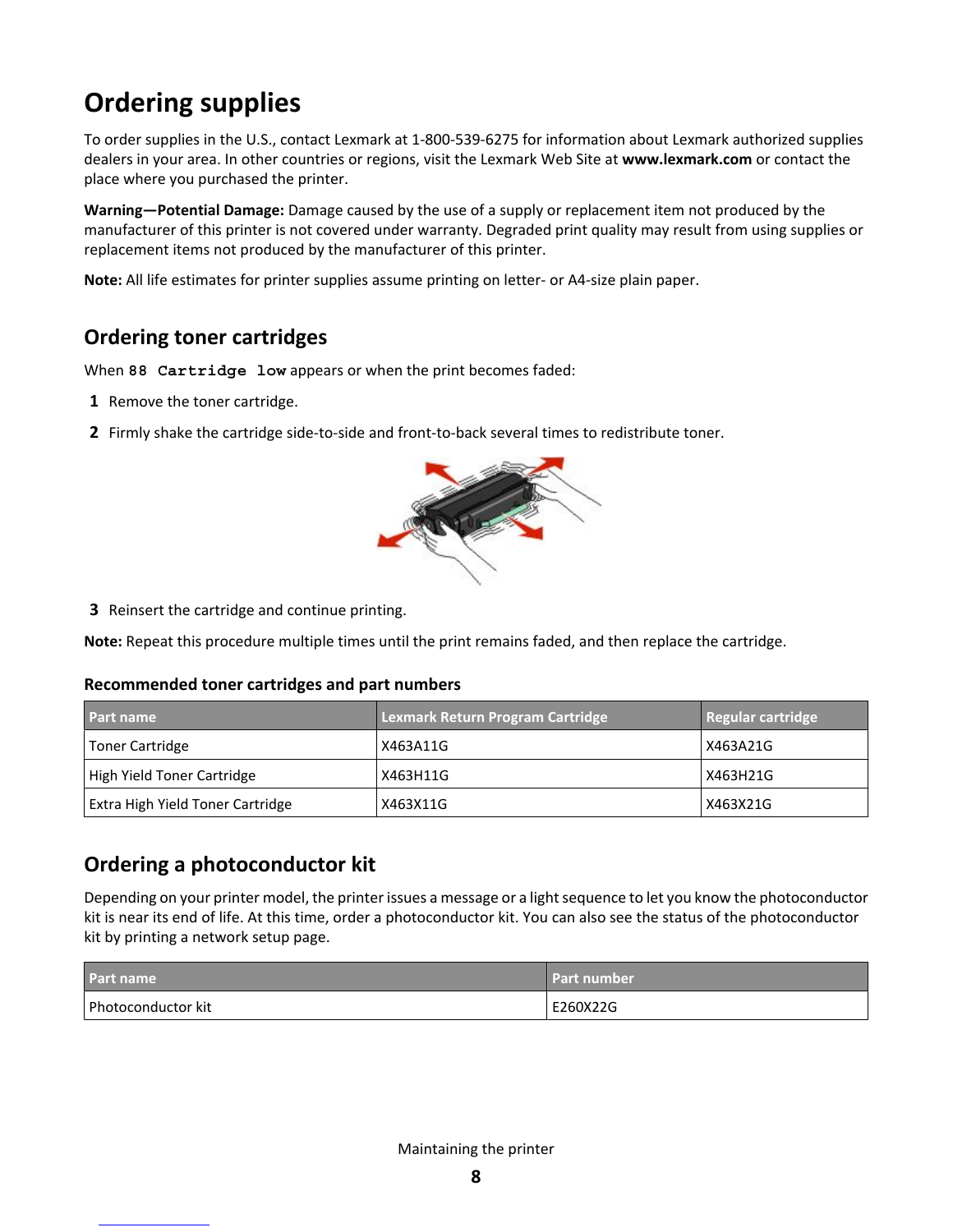# Ordering supplies

To order supplies in the U.S., contact Lexmark at 1-800-539-6275 for information about Lexmark authorized supplies dealers in your area. In other countries or regions, visit the Lexmark Web Site at **www.lexmark.com** or contact the place where you purchased the printer.

**Warning—Potential Damage:** Damage caused by the use of a supply or replacement item not produced by the manufacturer of this printer is not covered under warranty. Degraded print quality may result from using supplies or replacement items not produced by the manufacturer of this printer.

**Note:** All life estimates for printer supplies assume printing on letter- or A4-size plain paper.

## Ordering toner cartridges

When `88 Cartridge low` appears or when the print becomes faded:

1. Remove the toner cartridge.
2. Firmly shake the cartridge side-to-side and front-to-back several times to redistribute toner.
3. Reinsert the cartridge and continue printing.

**Note:** Repeat this procedure multiple times until the print remains faded, and then replace the cartridge.

### Recommended toner cartridges and part numbers

| Part name | Lexmark Return Program Cartridge | Regular cartridge |
| --- | --- | --- |
| Toner Cartridge | X463A11G | X463A21G |
| High Yield Toner Cartridge | X463H11G | X463H21G |
| Extra High Yield Toner Cartridge | X463X11G | X463X21G |

## Ordering a photoconductor kit

Depending on your printer model, the printer issues a message or a light sequence to let you know the photoconductor kit is near its end of life. At this time, order a photoconductor kit. You can also see the status of the photoconductor kit by printing a network setup page.

| Part name | Part number |
| --- | --- |
| Photoconductor kit | E260X22G |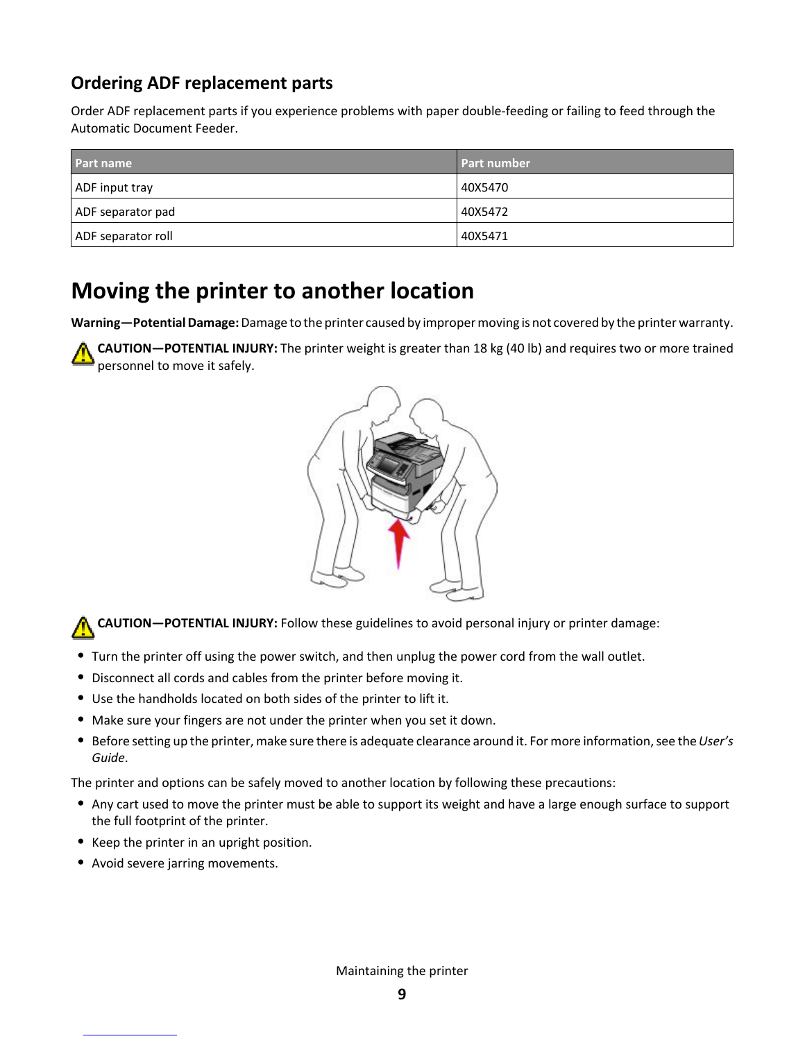### Ordering ADF replacement parts

Order ADF replacement parts if you experience problems with paper double-feeding or failing to feed through the Automatic Document Feeder.

| Part name | Part number |
| --- | --- |
| ADF input tray | 40X5470 |
| ADF separator pad | 40X5472 |
| ADF separator roll | 40X5471 |

## Moving the printer to another location

**Warning—Potential Damage:** Damage to the printer caused by improper moving is not covered by the printer warranty.

**CAUTION—POTENTIAL INJURY:** The printer weight is greater than 18 kg (40 lb) and requires two or more trained personnel to move it safely.

**CAUTION—POTENTIAL INJURY:** Follow these guidelines to avoid personal injury or printer damage:

- Turn the printer off using the power switch, and then unplug the power cord from the wall outlet.
- Disconnect all cords and cables from the printer before moving it.
- Use the handholds located on both sides of the printer to lift it.
- Make sure your fingers are not under the printer when you set it down.
- Before setting up the printer, make sure there is adequate clearance around it. For more information, see the *User's Guide*.

The printer and options can be safely moved to another location by following these precautions:

- Any cart used to move the printer must be able to support its weight and have a large enough surface to support the full footprint of the printer.
- Keep the printer in an upright position.
- Avoid severe jarring movements.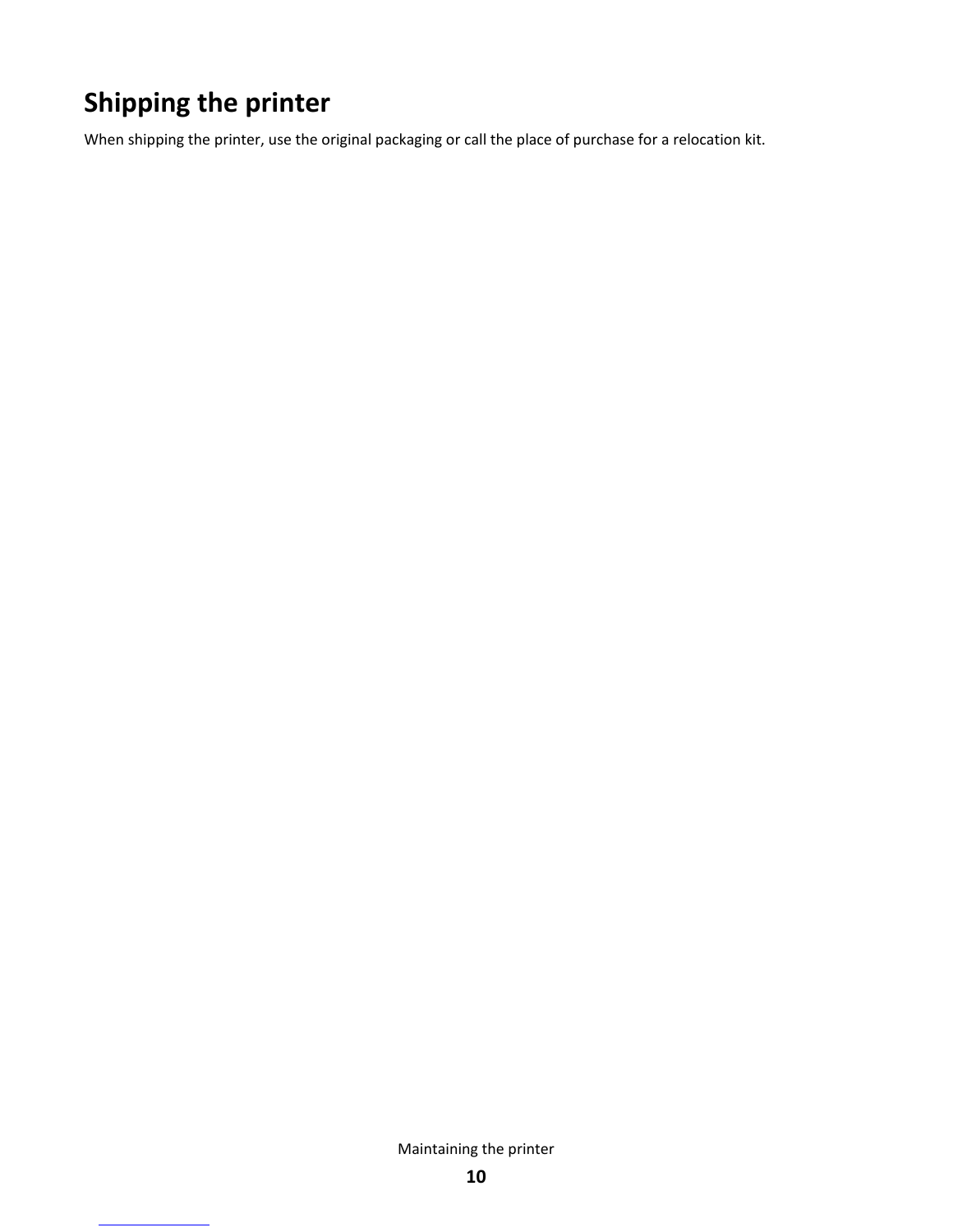## Shipping the printer

When shipping the printer, use the original packaging or call the place of purchase for a relocation kit.